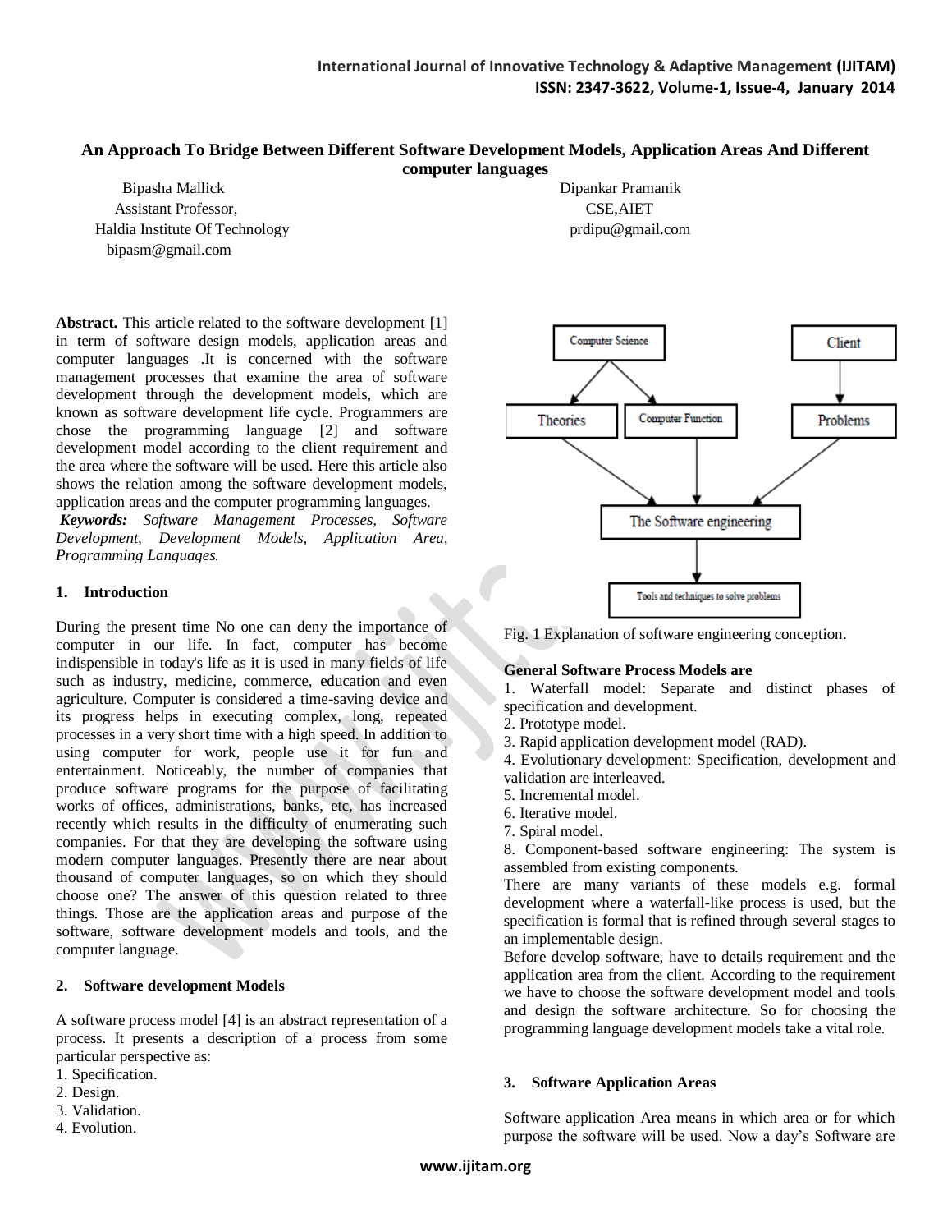# An Approach To Bridge Between Different Software Development Models, Application Areas And Different computer languages

Bipasha Mallick
Assistant Professor,
Haldia Institute Of Technology
bipasm@gmail.com

Dipankar Pramanik
CSE,AIET
prdipu@gmail.com

**Abstract.** This article related to the software development [1] in term of software design models, application areas and computer languages .It is concerned with the software management processes that examine the area of software development through the development models, which are known as software development life cycle. Programmers are chose the programming language [2] and software development model according to the client requirement and the area where the software will be used. Here this article also shows the relation among the software development models, application areas and the computer programming languages.

***Keywords:*** *Software Management Processes, Software Development, Development Models, Application Area, Programming Languages.*

## 1. Introduction

During the present time No one can deny the importance of computer in our life. In fact, computer has become indispensible in today's life as it is used in many fields of life such as industry, medicine, commerce, education and even agriculture. Computer is considered a time-saving device and its progress helps in executing complex, long, repeated processes in a very short time with a high speed. In addition to using computer for work, people use it for fun and entertainment. Noticeably, the number of companies that produce software programs for the purpose of facilitating works of offices, administrations, banks, etc, has increased recently which results in the difficulty of enumerating such companies. For that they are developing the software using modern computer languages. Presently there are near about thousand of computer languages, so on which they should choose one? The answer of this question related to three things. Those are the application areas and purpose of the software, software development models and tools, and the computer language.

## 2. Software development Models

A software process model [4] is an abstract representation of a process. It presents a description of a process from some particular perspective as:

1. Specification.
2. Design.
3. Validation.
4. Evolution.

Fig. 1 Explanation of software engineering conception.

**General Software Process Models are**

1. Waterfall model: Separate and distinct phases of specification and development.
2. Prototype model.
3. Rapid application development model (RAD).
4. Evolutionary development: Specification, development and validation are interleaved.
5. Incremental model.
6. Iterative model.
7. Spiral model.
8. Component-based software engineering: The system is assembled from existing components.

There are many variants of these models e.g. formal development where a waterfall-like process is used, but the specification is formal that is refined through several stages to an implementable design.

Before develop software, have to details requirement and the application area from the client. According to the requirement we have to choose the software development model and tools and design the software architecture. So for choosing the programming language development models take a vital role.

## 3. Software Application Areas

Software application Area means in which area or for which purpose the software will be used. Now a day's Software are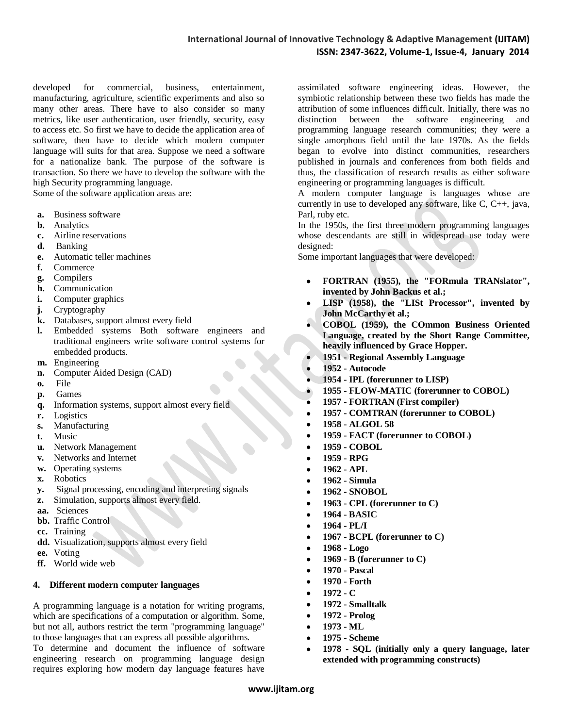developed for commercial, business, entertainment, manufacturing, agriculture, scientific experiments and also so many other areas. There have to also consider so many metrics, like user authentication, user friendly, security, easy to access etc. So first we have to decide the application area of software, then have to decide which modern computer language will suits for that area. Suppose we need a software for a nationalize bank. The purpose of the software is transaction. So there we have to develop the software with the high Security programming language.
Some of the software application areas are:

- **a.** Business software
- **b.** Analytics
- **c.** Airline reservations
- **d.** Banking
- **e.** Automatic teller machines
- **f.** Commerce
- **g.** Compilers
- **h.** Communication
- **i.** Computer graphics
- **j.** Cryptography
- **k.** Databases, support almost every field
- **l.** Embedded systems Both software engineers and traditional engineers write software control systems for embedded products.
- **m.** Engineering
- **n.** Computer Aided Design (CAD)
- **o.** File
- **p.** Games
- **q.** Information systems, support almost every field
- **r.** Logistics
- **s.** Manufacturing
- **t.** Music
- **u.** Network Management
- **v.** Networks and Internet
- **w.** Operating systems
- **x.** Robotics
- **y.** Signal processing, encoding and interpreting signals
- **z.** Simulation, supports almost every field.
- **aa.** Sciences
- **bb.** Traffic Control
- **cc.** Training
- **dd.** Visualization, supports almost every field
- **ee.** Voting
- **ff.** World wide web

#### 4. Different modern computer languages

A programming language is a notation for writing programs, which are specifications of a computation or algorithm. Some, but not all, authors restrict the term "programming language" to those languages that can express all possible algorithms.
To determine and document the influence of software engineering research on programming language design requires exploring how modern day language features have assimilated software engineering ideas. However, the symbiotic relationship between these two fields has made the attribution of some influences difficult. Initially, there was no distinction between the software engineering and programming language research communities; they were a single amorphous field until the late 1970s. As the fields began to evolve into distinct communities, researchers published in journals and conferences from both fields and thus, the classification of research results as either software engineering or programming languages is difficult.
A modern computer language is languages whose are currently in use to developed any software, like C, C++, java, Parl, ruby etc.
In the 1950s, the first three modern programming languages whose descendants are still in widespread use today were designed:
Some important languages that were developed:

- **FORTRAN (1955), the "FORmula TRANslator", invented by John Backus et al.;**
- **LISP (1958), the "LISt Processor", invented by John McCarthy et al.;**
- **COBOL (1959), the COmmon Business Oriented Language, created by the Short Range Committee, heavily influenced by Grace Hopper.**
- **1951 - Regional Assembly Language**
- **1952 - Autocode**
- **1954 - IPL (forerunner to LISP)**
- **1955 - FLOW-MATIC (forerunner to COBOL)**
- **1957 - FORTRAN (First compiler)**
- **1957 - COMTRAN (forerunner to COBOL)**
- **1958 - ALGOL 58**
- **1959 - FACT (forerunner to COBOL)**
- **1959 - COBOL**
- **1959 - RPG**
- **1962 - APL**
- **1962 - Simula**
- **1962 - SNOBOL**
- **1963 - CPL (forerunner to C)**
- **1964 - BASIC**
- **1964 - PL/I**
- **1967 - BCPL (forerunner to C)**
- **1968 - Logo**
- **1969 - B (forerunner to C)**
- **1970 - Pascal**
- **1970 - Forth**
- **1972 - C**
- **1972 - Smalltalk**
- **1972 - Prolog**
- **1973 - ML**
- **1975 - Scheme**
- **1978 - SQL (initially only a query language, later extended with programming constructs)**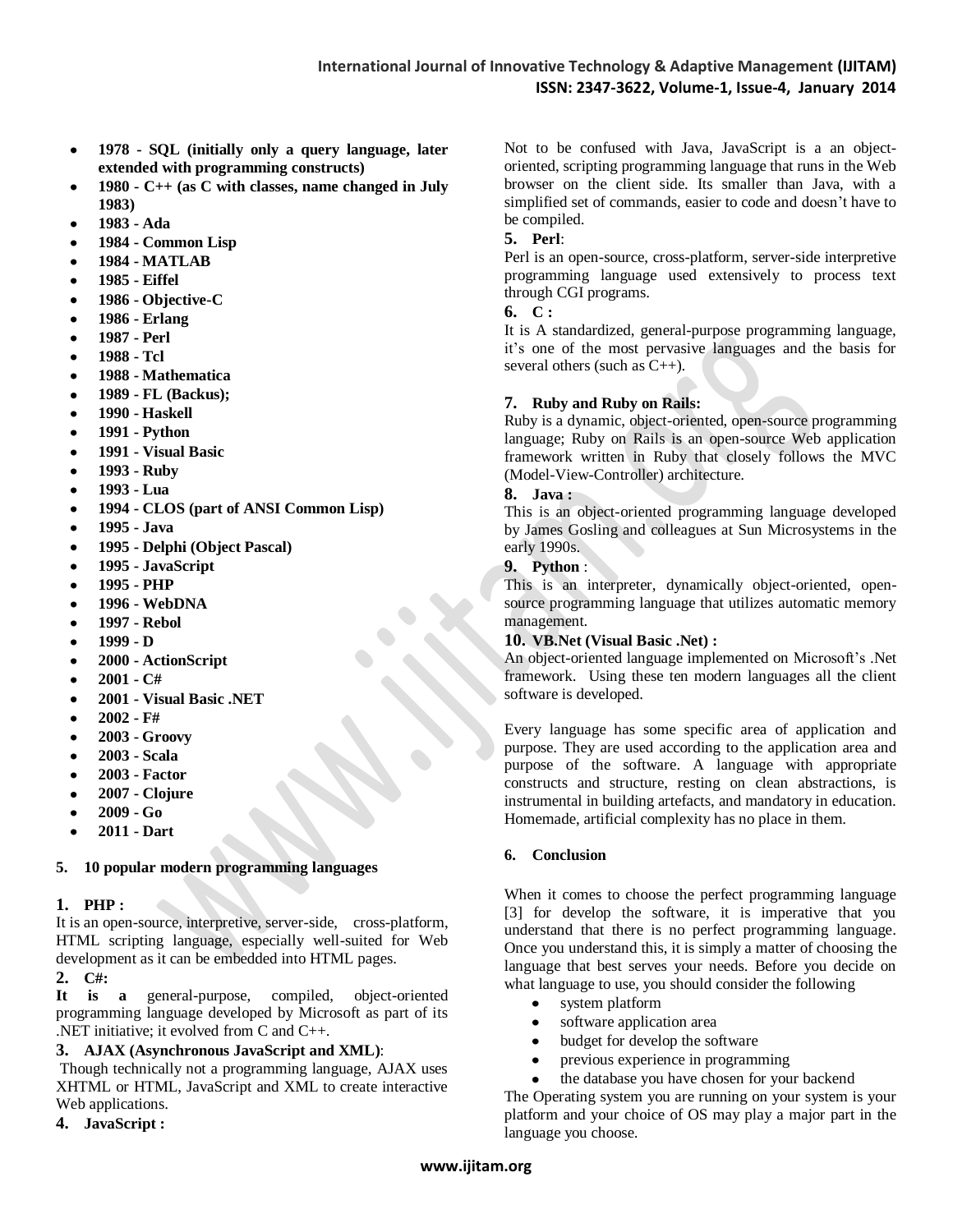- **1978 - SQL (initially only a query language, later extended with programming constructs)**
- **1980 - C++ (as C with classes, name changed in July 1983)**
- **1983 - Ada**
- **1984 - Common Lisp**
- **1984 - MATLAB**
- **1985 - Eiffel**
- **1986 - Objective-C**
- **1986 - Erlang**
- **1987 - Perl**
- **1988 - Tcl**
- **1988 - Mathematica**
- **1989 - FL (Backus);**
- **1990 - Haskell**
- **1991 - Python**
- **1991 - Visual Basic**
- **1993 - Ruby**
- **1993 - Lua**
- **1994 - CLOS (part of ANSI Common Lisp)**
- **1995 - Java**
- **1995 - Delphi (Object Pascal)**
- **1995 - JavaScript**
- **1995 - PHP**
- **1996 - WebDNA**
- **1997 - Rebol**
- **1999 - D**
- **2000 - ActionScript**
- **2001 - C#**
- **2001 - Visual Basic .NET**
- **2002 - F#**
- **2003 - Groovy**
- **2003 - Scala**
- **2003 - Factor**
- **2007 - Clojure**
- **2009 - Go**
- **2011 - Dart**

## 5. 10 popular modern programming languages

**1. PHP :**

It is an open-source, interpretive, server-side, cross-platform, HTML scripting language, especially well-suited for Web development as it can be embedded into HTML pages.

**2. C#:**

**It is a** general-purpose, compiled, object-oriented programming language developed by Microsoft as part of its .NET initiative; it evolved from C and C++.

**3. AJAX (Asynchronous JavaScript and XML)**:

Though technically not a programming language, AJAX uses XHTML or HTML, JavaScript and XML to create interactive Web applications.

**4. JavaScript :**

Not to be confused with Java, JavaScript is a an object-oriented, scripting programming language that runs in the Web browser on the client side. Its smaller than Java, with a simplified set of commands, easier to code and doesn't have to be compiled.

**5. Perl**:

Perl is an open-source, cross-platform, server-side interpretive programming language used extensively to process text through CGI programs.

**6. C :**

It is A standardized, general-purpose programming language, it's one of the most pervasive languages and the basis for several others (such as C++).

**7. Ruby and Ruby on Rails:**

Ruby is a dynamic, object-oriented, open-source programming language; Ruby on Rails is an open-source Web application framework written in Ruby that closely follows the MVC (Model-View-Controller) architecture.

**8. Java :**

This is an object-oriented programming language developed by James Gosling and colleagues at Sun Microsystems in the early 1990s.

**9. Python** :

This is an interpreter, dynamically object-oriented, open-source programming language that utilizes automatic memory management.

**10. VB.Net (Visual Basic .Net) :**

An object-oriented language implemented on Microsoft's .Net framework. Using these ten modern languages all the client software is developed.

Every language has some specific area of application and purpose. They are used according to the application area and purpose of the software. A language with appropriate constructs and structure, resting on clean abstractions, is instrumental in building artefacts, and mandatory in education. Homemade, artificial complexity has no place in them.

## 6. Conclusion

When it comes to choose the perfect programming language [3] for develop the software, it is imperative that you understand that there is no perfect programming language. Once you understand this, it is simply a matter of choosing the language that best serves your needs. Before you decide on what language to use, you should consider the following

- system platform
- software application area
- budget for develop the software
- previous experience in programming
- the database you have chosen for your backend

The Operating system you are running on your system is your platform and your choice of OS may play a major part in the language you choose.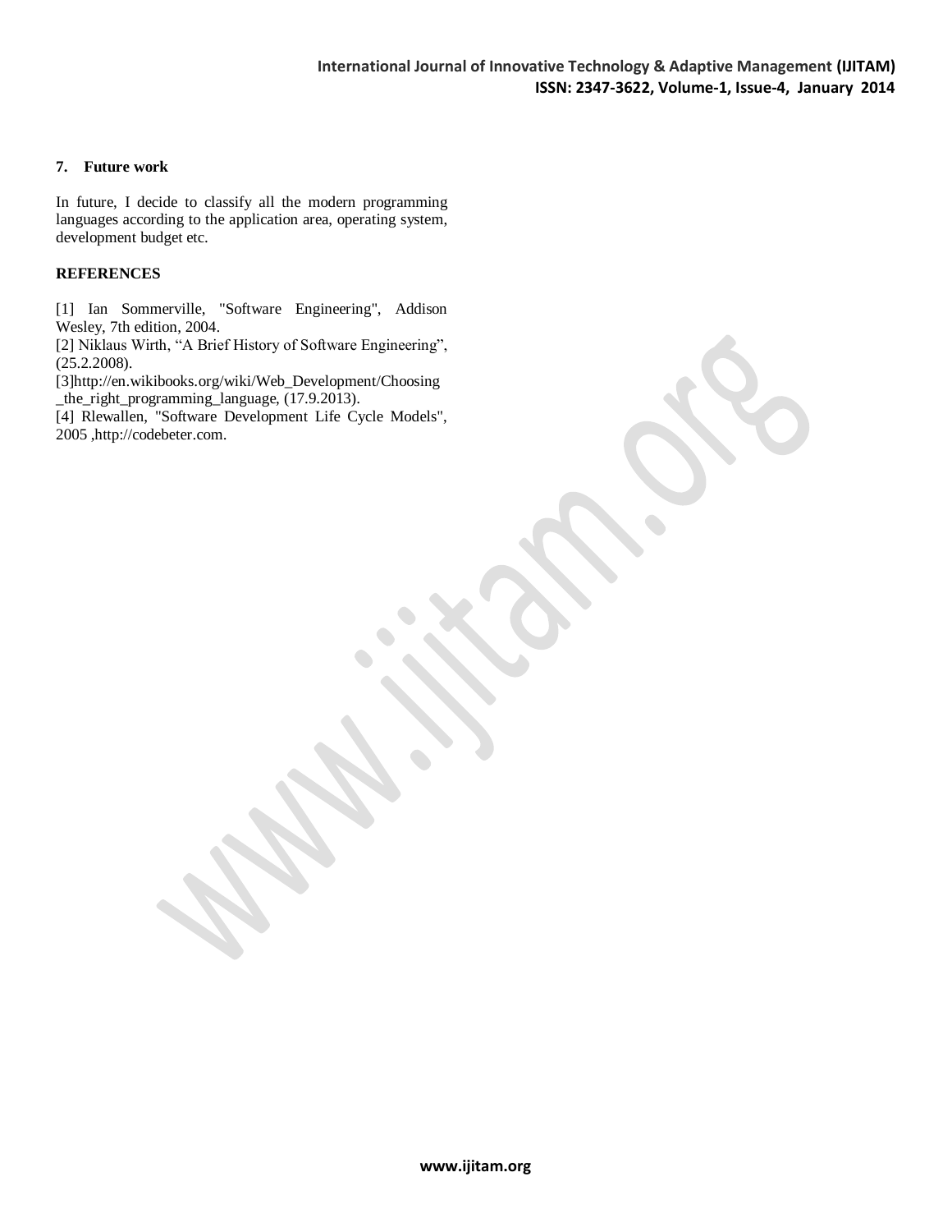## 7. Future work

In future, I decide to classify all the modern programming languages according to the application area, operating system, development budget etc.

## REFERENCES

[1] Ian Sommerville, "Software Engineering", Addison Wesley, 7th edition, 2004.

[2] Niklaus Wirth, "A Brief History of Software Engineering", (25.2.2008).

[3]http://en.wikibooks.org/wiki/Web_Development/Choosing_the_right_programming_language, (17.9.2013).

[4] Rlewallen, "Software Development Life Cycle Models", 2005 ,http://codebeter.com.